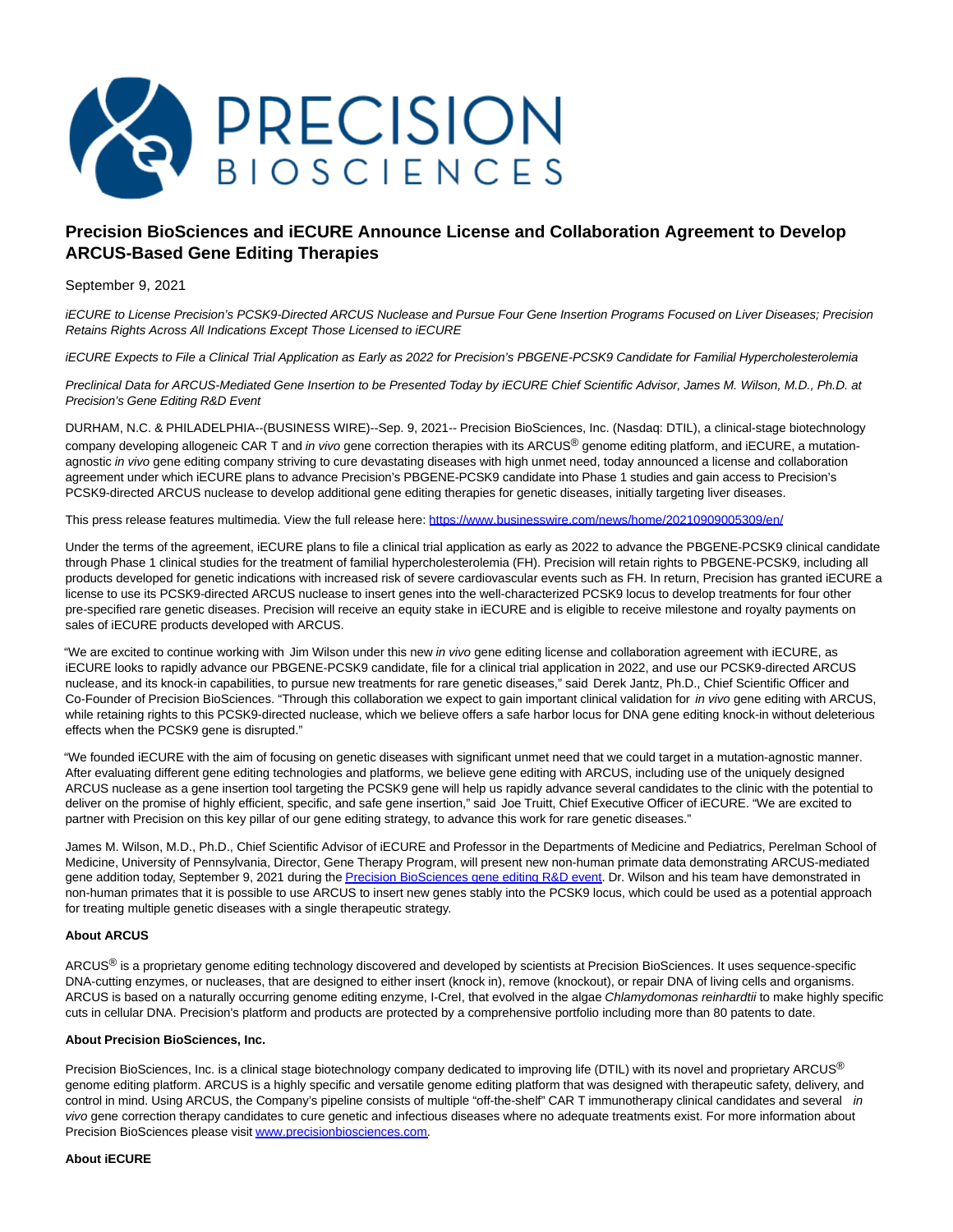# Precision BioSciences and iECURE Announce License and Collaboration Agreement to Develop ARCUS-Based Gene Editing Therapies

September 9, 2021

*iECURE to License Precision's PCSK9-Directed ARCUS Nuclease and Pursue Four Gene Insertion Programs Focused on Liver Diseases; Precision Retains Rights Across All Indications Except Those Licensed to iECURE*

*iECURE Expects to File a Clinical Trial Application as Early as 2022 for Precision's PBGENE-PCSK9 Candidate for Familial Hypercholesterolemia*

*Preclinical Data for ARCUS-Mediated Gene Insertion to be Presented Today by iECURE Chief Scientific Advisor, James M. Wilson, M.D., Ph.D. at Precision's Gene Editing R&D Event*

DURHAM, N.C. & PHILADELPHIA--(BUSINESS WIRE)--Sep. 9, 2021-- Precision BioSciences, Inc. (Nasdaq: DTIL), a clinical-stage biotechnology company developing allogeneic CAR T and *in vivo* gene correction therapies with its ARCUS® genome editing platform, and iECURE, a mutation-agnostic *in vivo* gene editing company striving to cure devastating diseases with high unmet need, today announced a license and collaboration agreement under which iECURE plans to advance Precision's PBGENE-PCSK9 candidate into Phase 1 studies and gain access to Precision's PCSK9-directed ARCUS nuclease to develop additional gene editing therapies for genetic diseases, initially targeting liver diseases.

This press release features multimedia. View the full release here: https://www.businesswire.com/news/home/20210909005309/en/

Under the terms of the agreement, iECURE plans to file a clinical trial application as early as 2022 to advance the PBGENE-PCSK9 clinical candidate through Phase 1 clinical studies for the treatment of familial hypercholesterolemia (FH). Precision will retain rights to PBGENE-PCSK9, including all products developed for genetic indications with increased risk of severe cardiovascular events such as FH. In return, Precision has granted iECURE a license to use its PCSK9-directed ARCUS nuclease to insert genes into the well-characterized PCSK9 locus to develop treatments for four other pre-specified rare genetic diseases. Precision will receive an equity stake in iECURE and is eligible to receive milestone and royalty payments on sales of iECURE products developed with ARCUS.

"We are excited to continue working with Jim Wilson under this new *in vivo* gene editing license and collaboration agreement with iECURE, as iECURE looks to rapidly advance our PBGENE-PCSK9 candidate, file for a clinical trial application in 2022, and use our PCSK9-directed ARCUS nuclease, and its knock-in capabilities, to pursue new treatments for rare genetic diseases," said Derek Jantz, Ph.D., Chief Scientific Officer and Co-Founder of Precision BioSciences. "Through this collaboration we expect to gain important clinical validation for *in vivo* gene editing with ARCUS, while retaining rights to this PCSK9-directed nuclease, which we believe offers a safe harbor locus for DNA gene editing knock-in without deleterious effects when the PCSK9 gene is disrupted."

"We founded iECURE with the aim of focusing on genetic diseases with significant unmet need that we could target in a mutation-agnostic manner. After evaluating different gene editing technologies and platforms, we believe gene editing with ARCUS, including use of the uniquely designed ARCUS nuclease as a gene insertion tool targeting the PCSK9 gene will help us rapidly advance several candidates to the clinic with the potential to deliver on the promise of highly efficient, specific, and safe gene insertion," said Joe Truitt, Chief Executive Officer of iECURE. "We are excited to partner with Precision on this key pillar of our gene editing strategy, to advance this work for rare genetic diseases."

James M. Wilson, M.D., Ph.D., Chief Scientific Advisor of iECURE and Professor in the Departments of Medicine and Pediatrics, Perelman School of Medicine, University of Pennsylvania, Director, Gene Therapy Program, will present new non-human primate data demonstrating ARCUS-mediated gene addition today, September 9, 2021 during the Precision BioSciences gene editing R&D event. Dr. Wilson and his team have demonstrated in non-human primates that it is possible to use ARCUS to insert new genes stably into the PCSK9 locus, which could be used as a potential approach for treating multiple genetic diseases with a single therapeutic strategy.

**About ARCUS**

ARCUS® is a proprietary genome editing technology discovered and developed by scientists at Precision BioSciences. It uses sequence-specific DNA-cutting enzymes, or nucleases, that are designed to either insert (knock in), remove (knockout), or repair DNA of living cells and organisms. ARCUS is based on a naturally occurring genome editing enzyme, I-CreI, that evolved in the algae *Chlamydomonas reinhardtii* to make highly specific cuts in cellular DNA. Precision's platform and products are protected by a comprehensive portfolio including more than 80 patents to date.

**About Precision BioSciences, Inc.**

Precision BioSciences, Inc. is a clinical stage biotechnology company dedicated to improving life (DTIL) with its novel and proprietary ARCUS® genome editing platform. ARCUS is a highly specific and versatile genome editing platform that was designed with therapeutic safety, delivery, and control in mind. Using ARCUS, the Company's pipeline consists of multiple "off-the-shelf" CAR T immunotherapy clinical candidates and several *in vivo* gene correction therapy candidates to cure genetic and infectious diseases where no adequate treatments exist. For more information about Precision BioSciences please visit www.precisionbiosciences.com.

**About iECURE**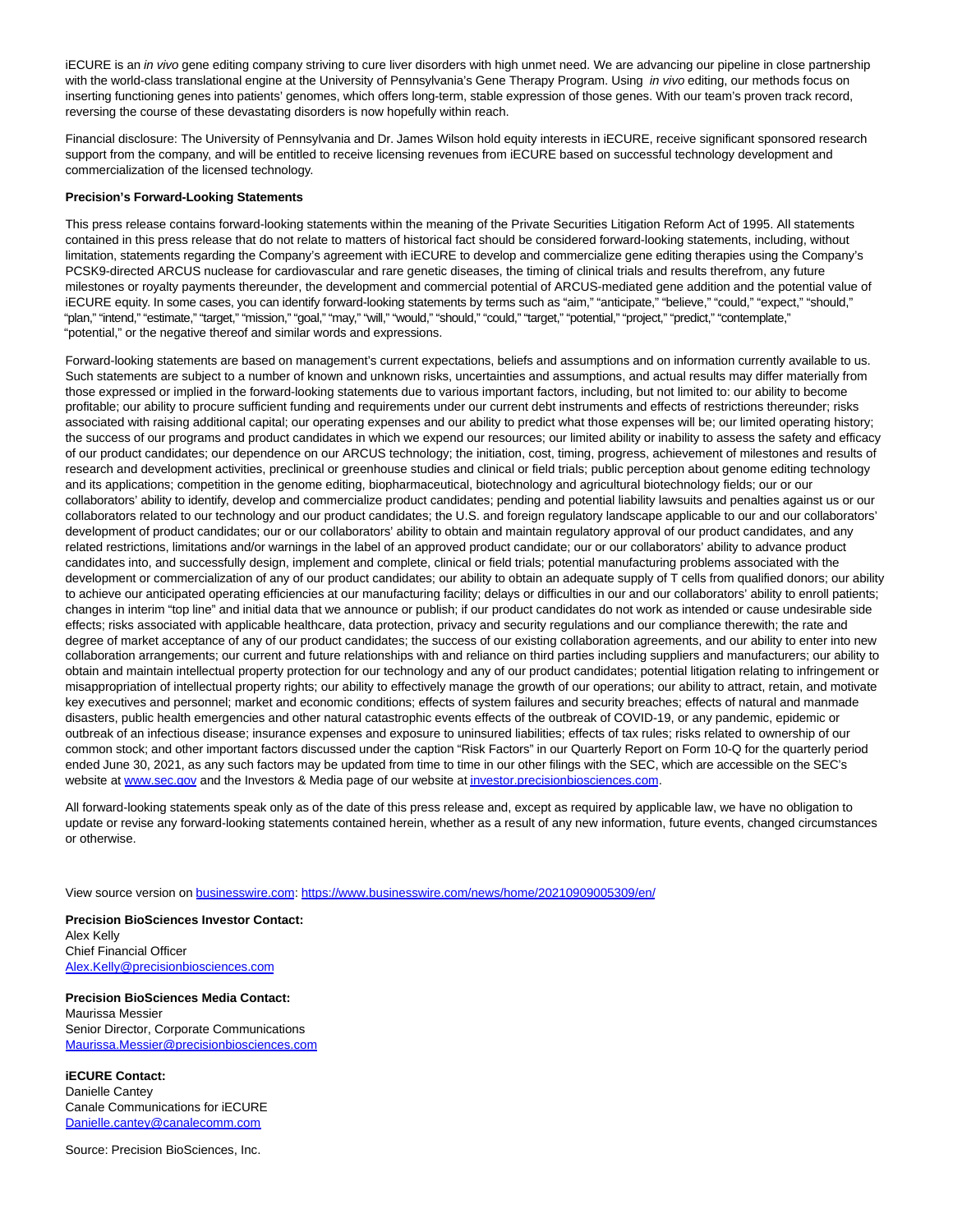iECURE is an *in vivo* gene editing company striving to cure liver disorders with high unmet need. We are advancing our pipeline in close partnership with the world-class translational engine at the University of Pennsylvania's Gene Therapy Program. Using *in vivo* editing, our methods focus on inserting functioning genes into patients' genomes, which offers long-term, stable expression of those genes. With our team's proven track record, reversing the course of these devastating disorders is now hopefully within reach.

Financial disclosure: The University of Pennsylvania and Dr. James Wilson hold equity interests in iECURE, receive significant sponsored research support from the company, and will be entitled to receive licensing revenues from iECURE based on successful technology development and commercialization of the licensed technology.

**Precision's Forward-Looking Statements**

This press release contains forward-looking statements within the meaning of the Private Securities Litigation Reform Act of 1995. All statements contained in this press release that do not relate to matters of historical fact should be considered forward-looking statements, including, without limitation, statements regarding the Company's agreement with iECURE to develop and commercialize gene editing therapies using the Company's PCSK9-directed ARCUS nuclease for cardiovascular and rare genetic diseases, the timing of clinical trials and results therefrom, any future milestones or royalty payments thereunder, the development and commercial potential of ARCUS-mediated gene addition and the potential value of iECURE equity. In some cases, you can identify forward-looking statements by terms such as "aim," "anticipate," "believe," "could," "expect," "should," "plan," "intend," "estimate," "target," "mission," "goal," "may," "will," "would," "should," "could," "target," "potential," "project," "predict," "contemplate," "potential," or the negative thereof and similar words and expressions.

Forward-looking statements are based on management's current expectations, beliefs and assumptions and on information currently available to us. Such statements are subject to a number of known and unknown risks, uncertainties and assumptions, and actual results may differ materially from those expressed or implied in the forward-looking statements due to various important factors, including, but not limited to: our ability to become profitable; our ability to procure sufficient funding and requirements under our current debt instruments and effects of restrictions thereunder; risks associated with raising additional capital; our operating expenses and our ability to predict what those expenses will be; our limited operating history; the success of our programs and product candidates in which we expend our resources; our limited ability or inability to assess the safety and efficacy of our product candidates; our dependence on our ARCUS technology; the initiation, cost, timing, progress, achievement of milestones and results of research and development activities, preclinical or greenhouse studies and clinical or field trials; public perception about genome editing technology and its applications; competition in the genome editing, biopharmaceutical, biotechnology and agricultural biotechnology fields; our or our collaborators' ability to identify, develop and commercialize product candidates; pending and potential liability lawsuits and penalties against us or our collaborators related to our technology and our product candidates; the U.S. and foreign regulatory landscape applicable to our and our collaborators' development of product candidates; our or our collaborators' ability to obtain and maintain regulatory approval of our product candidates, and any related restrictions, limitations and/or warnings in the label of an approved product candidate; our or our collaborators' ability to advance product candidates into, and successfully design, implement and complete, clinical or field trials; potential manufacturing problems associated with the development or commercialization of any of our product candidates; our ability to obtain an adequate supply of T cells from qualified donors; our ability to achieve our anticipated operating efficiencies at our manufacturing facility; delays or difficulties in our and our collaborators' ability to enroll patients; changes in interim "top line" and initial data that we announce or publish; if our product candidates do not work as intended or cause undesirable side effects; risks associated with applicable healthcare, data protection, privacy and security regulations and our compliance therewith; the rate and degree of market acceptance of any of our product candidates; the success of our existing collaboration agreements, and our ability to enter into new collaboration arrangements; our current and future relationships with and reliance on third parties including suppliers and manufacturers; our ability to obtain and maintain intellectual property protection for our technology and any of our product candidates; potential litigation relating to infringement or misappropriation of intellectual property rights; our ability to effectively manage the growth of our operations; our ability to attract, retain, and motivate key executives and personnel; market and economic conditions; effects of system failures and security breaches; effects of natural and manmade disasters, public health emergencies and other natural catastrophic events effects of the outbreak of COVID-19, or any pandemic, epidemic or outbreak of an infectious disease; insurance expenses and exposure to uninsured liabilities; effects of tax rules; risks related to ownership of our common stock; and other important factors discussed under the caption "Risk Factors" in our Quarterly Report on Form 10-Q for the quarterly period ended June 30, 2021, as any such factors may be updated from time to time in our other filings with the SEC, which are accessible on the SEC's website at www.sec.gov and the Investors & Media page of our website at investor.precisionbiosciences.com.

All forward-looking statements speak only as of the date of this press release and, except as required by applicable law, we have no obligation to update or revise any forward-looking statements contained herein, whether as a result of any new information, future events, changed circumstances or otherwise.

View source version on businesswire.com: https://www.businesswire.com/news/home/20210909005309/en/

**Precision BioSciences Investor Contact:**
Alex Kelly
Chief Financial Officer
Alex.Kelly@precisionbiosciences.com

**Precision BioSciences Media Contact:**
Maurissa Messier
Senior Director, Corporate Communications
Maurissa.Messier@precisionbiosciences.com

**iECURE Contact:**
Danielle Cantey
Canale Communications for iECURE
Danielle.cantey@canalecomm.com

Source: Precision BioSciences, Inc.